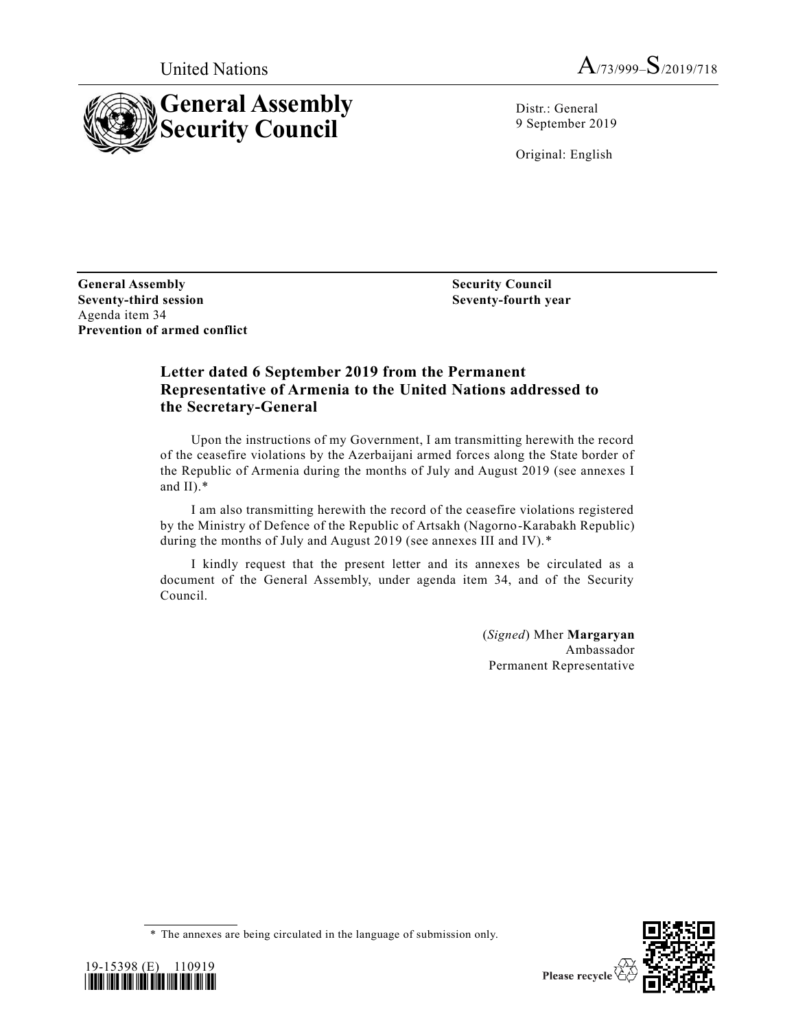United Nations A/73/999–S/2019/718

# General Assembly Security Council

Distr.: General
9 September 2019

Original: English

**General Assembly**
**Seventy-third session**
Agenda item 34
**Prevention of armed conflict**

**Security Council**
**Seventy-fourth year**

## Letter dated 6 September 2019 from the Permanent Representative of Armenia to the United Nations addressed to the Secretary-General

Upon the instructions of my Government, I am transmitting herewith the record of the ceasefire violations by the Azerbaijani armed forces along the State border of the Republic of Armenia during the months of July and August 2019 (see annexes I and II).*

I am also transmitting herewith the record of the ceasefire violations registered by the Ministry of Defence of the Republic of Artsakh (Nagorno-Karabakh Republic) during the months of July and August 2019 (see annexes III and IV).*

I kindly request that the present letter and its annexes be circulated as a document of the General Assembly, under agenda item 34, and of the Security Council.

(*Signed*) Mher **Margaryan**
Ambassador
Permanent Representative

---

\* The annexes are being circulated in the language of submission only.

19-15398 (E) 110919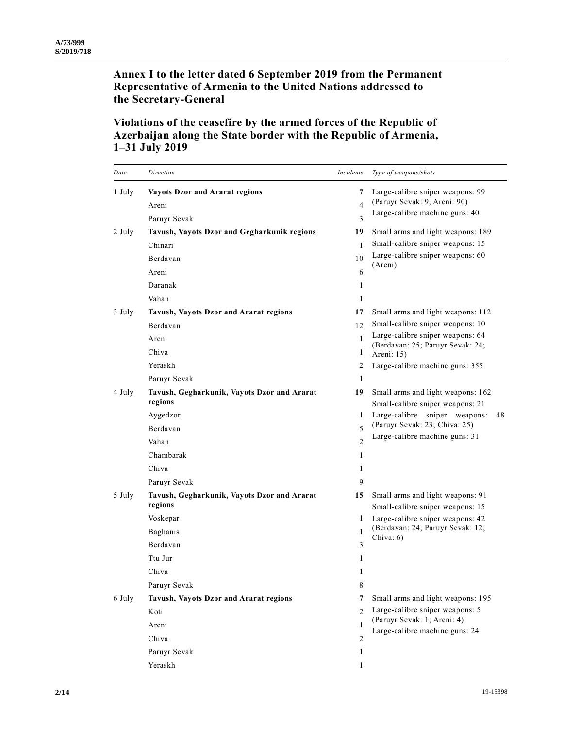## Annex I to the letter dated 6 September 2019 from the Permanent Representative of Armenia to the United Nations addressed to the Secretary-General

## Violations of the ceasefire by the armed forces of the Republic of Azerbaijan along the State border with the Republic of Armenia, 1–31 July 2019

| *Date* | *Direction* | *Incidents* | *Type of weapons/shots* |
|---|---|---|---|
| 1 July | **Vayots Dzor and Ararat regions** | **7** | Large-calibre sniper weapons: 99 (Paruyr Sevak: 9, Areni: 90) |
| | Areni | 4 | Large-calibre machine guns: 40 |
| | Paruyr Sevak | 3 | |
| 2 July | **Tavush, Vayots Dzor and Gegharkunik regions** | **19** | Small arms and light weapons: 189 |
| | Chinari | 1 | Small-calibre sniper weapons: 15 |
| | Berdavan | 10 | Large-calibre sniper weapons: 60 (Areni) |
| | Areni | 6 | |
| | Daranak | 1 | |
| | Vahan | 1 | |
| 3 July | **Tavush, Vayots Dzor and Ararat regions** | **17** | Small arms and light weapons: 112 |
| | Berdavan | 12 | Small-calibre sniper weapons: 10 |
| | Areni | 1 | Large-calibre sniper weapons: 64 (Berdavan: 25; Paruyr Sevak: 24; Areni: 15) |
| | Chiva | 1 | |
| | Yeraskh | 2 | Large-calibre machine guns: 355 |
| | Paruyr Sevak | 1 | |
| 4 July | **Tavush, Gegharkunik, Vayots Dzor and Ararat regions** | **19** | Small arms and light weapons: 162 |
| | | | Small-calibre sniper weapons: 21 |
| | Aygedzor | 1 | Large-calibre sniper weapons: 48 (Paruyr Sevak: 23; Chiva: 25) |
| | Berdavan | 5 | |
| | Vahan | 2 | Large-calibre machine guns: 31 |
| | Chambarak | 1 | |
| | Chiva | 1 | |
| | Paruyr Sevak | 9 | |
| 5 July | **Tavush, Gegharkunik, Vayots Dzor and Ararat regions** | **15** | Small arms and light weapons: 91 |
| | | | Small-calibre sniper weapons: 15 |
| | Voskepar | 1 | Large-calibre sniper weapons: 42 (Berdavan: 24; Paruyr Sevak: 12; Chiva: 6) |
| | Baghanis | 1 | |
| | Berdavan | 3 | |
| | Ttu Jur | 1 | |
| | Chiva | 1 | |
| | Paruyr Sevak | 8 | |
| 6 July | **Tavush, Vayots Dzor and Ararat regions** | **7** | Small arms and light weapons: 195 |
| | Koti | 2 | Large-calibre sniper weapons: 5 (Paruyr Sevak: 1; Areni: 4) |
| | Areni | 1 | Large-calibre machine guns: 24 |
| | Chiva | 2 | |
| | Paruyr Sevak | 1 | |
| | Yeraskh | 1 | |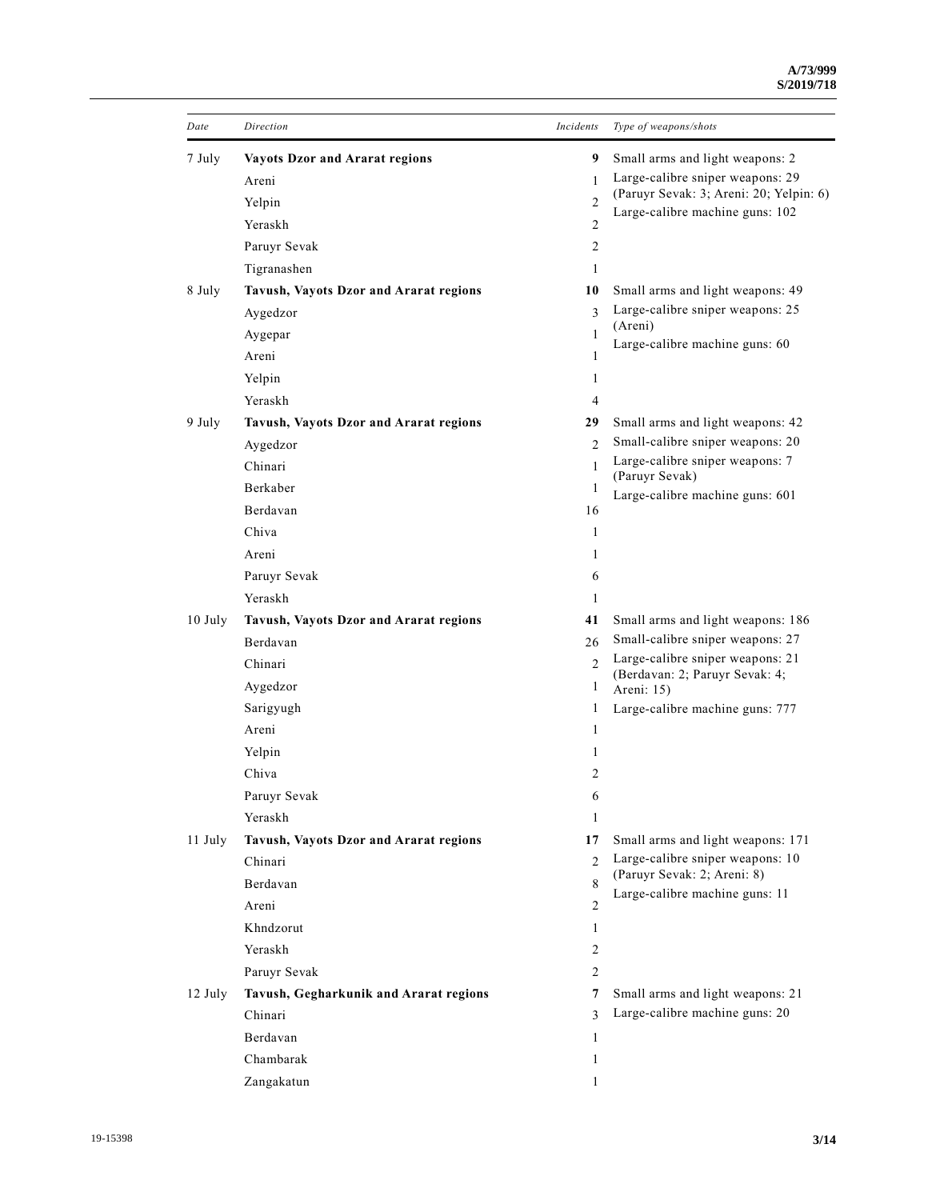| Date | Direction | Incidents | Type of weapons/shots |
|---|---|---|---|
| 7 July | **Vayots Dzor and Ararat regions** | **9** | Small arms and light weapons: 2<br>Large-calibre sniper weapons: 29 (Paruyr Sevak: 3; Areni: 20; Yelpin: 6)<br>Large-calibre machine guns: 102 |
| | Areni | 1 | |
| | Yelpin | 2 | |
| | Yeraskh | 2 | |
| | Paruyr Sevak | 2 | |
| | Tigranashen | 1 | |
| 8 July | **Tavush, Vayots Dzor and Ararat regions** | **10** | Small arms and light weapons: 49<br>Large-calibre sniper weapons: 25 (Areni)<br>Large-calibre machine guns: 60 |
| | Aygedzor | 3 | |
| | Aygepar | 1 | |
| | Areni | 1 | |
| | Yelpin | 1 | |
| | Yeraskh | 4 | |
| 9 July | **Tavush, Vayots Dzor and Ararat regions** | **29** | Small arms and light weapons: 42<br>Small-calibre sniper weapons: 20<br>Large-calibre sniper weapons: 7 (Paruyr Sevak)<br>Large-calibre machine guns: 601 |
| | Aygedzor | 2 | |
| | Chinari | 1 | |
| | Berkaber | 1 | |
| | Berdavan | 16 | |
| | Chiva | 1 | |
| | Areni | 1 | |
| | Paruyr Sevak | 6 | |
| | Yeraskh | 1 | |
| 10 July | **Tavush, Vayots Dzor and Ararat regions** | **41** | Small arms and light weapons: 186<br>Small-calibre sniper weapons: 27<br>Large-calibre sniper weapons: 21 (Berdavan: 2; Paruyr Sevak: 4; Areni: 15)<br>Large-calibre machine guns: 777 |
| | Berdavan | 26 | |
| | Chinari | 2 | |
| | Aygedzor | 1 | |
| | Sarigyugh | 1 | |
| | Areni | 1 | |
| | Yelpin | 1 | |
| | Chiva | 2 | |
| | Paruyr Sevak | 6 | |
| | Yeraskh | 1 | |
| 11 July | **Tavush, Vayots Dzor and Ararat regions** | **17** | Small arms and light weapons: 171<br>Large-calibre sniper weapons: 10 (Paruyr Sevak: 2; Areni: 8)<br>Large-calibre machine guns: 11 |
| | Chinari | 2 | |
| | Berdavan | 8 | |
| | Areni | 2 | |
| | Khndzorut | 1 | |
| | Yeraskh | 2 | |
| | Paruyr Sevak | 2 | |
| 12 July | **Tavush, Gegharkunik and Ararat regions** | **7** | Small arms and light weapons: 21<br>Large-calibre machine guns: 20 |
| | Chinari | 3 | |
| | Berdavan | 1 | |
| | Chambarak | 1 | |
| | Zangakatun | 1 | |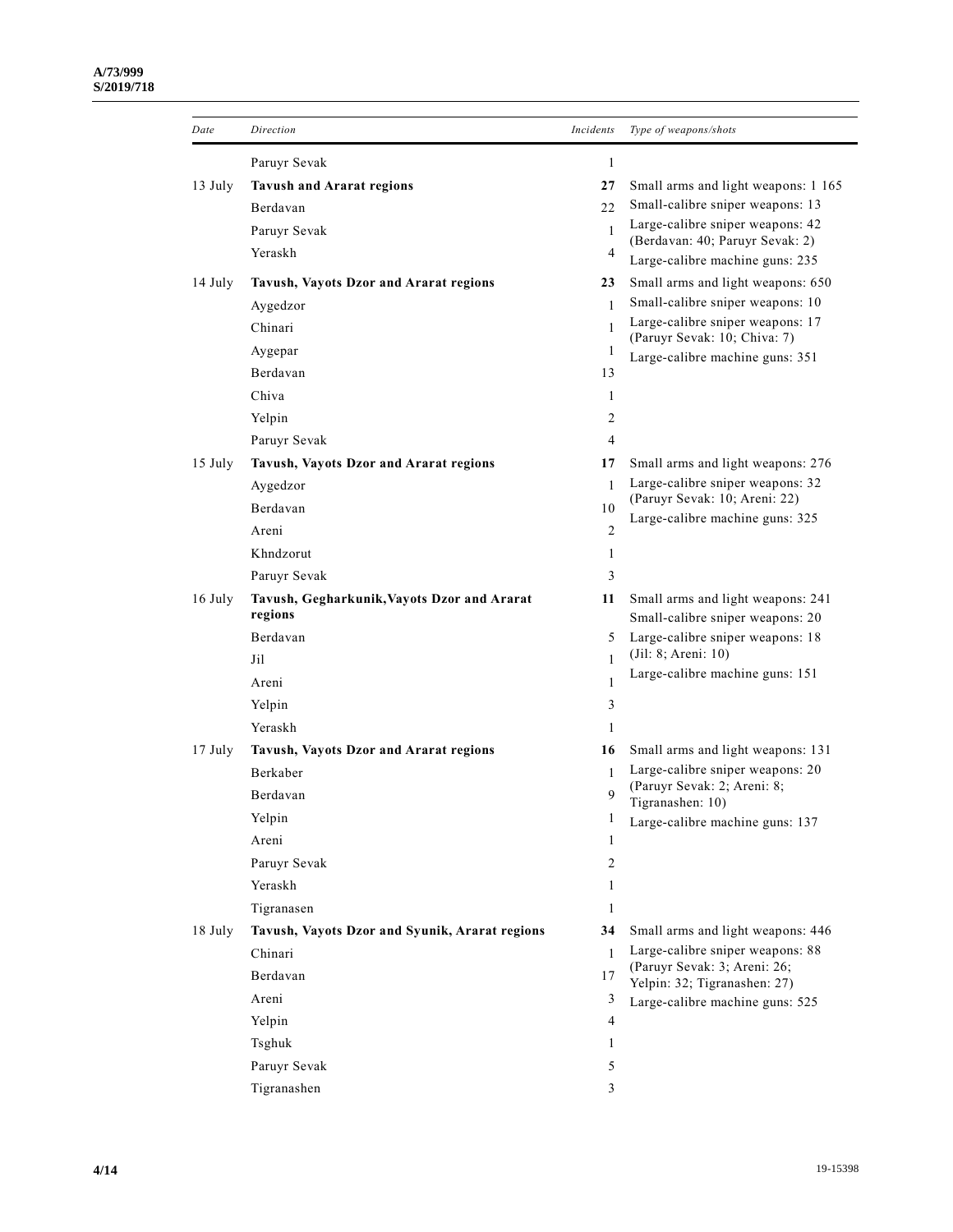| Date | Direction | Incidents | Type of weapons/shots |
|---|---|---|---|
| | Paruyr Sevak | 1 | |
| 13 July | **Tavush and Ararat regions** | **27** | Small arms and light weapons: 1 165<br>Small-calibre sniper weapons: 13<br>Large-calibre sniper weapons: 42 (Berdavan: 40; Paruyr Sevak: 2)<br>Large-calibre machine guns: 235 |
| | Berdavan | 22 | |
| | Paruyr Sevak | 1 | |
| | Yeraskh | 4 | |
| 14 July | **Tavush, Vayots Dzor and Ararat regions** | **23** | Small arms and light weapons: 650<br>Small-calibre sniper weapons: 10<br>Large-calibre sniper weapons: 17 (Paruyr Sevak: 10; Chiva: 7)<br>Large-calibre machine guns: 351 |
| | Aygedzor | 1 | |
| | Chinari | 1 | |
| | Aygepar | 1 | |
| | Berdavan | 13 | |
| | Chiva | 1 | |
| | Yelpin | 2 | |
| | Paruyr Sevak | 4 | |
| 15 July | **Tavush, Vayots Dzor and Ararat regions** | **17** | Small arms and light weapons: 276<br>Large-calibre sniper weapons: 32 (Paruyr Sevak: 10; Areni: 22)<br>Large-calibre machine guns: 325 |
| | Aygedzor | 1 | |
| | Berdavan | 10 | |
| | Areni | 2 | |
| | Khndzorut | 1 | |
| | Paruyr Sevak | 3 | |
| 16 July | **Tavush, Gegharkunik, Vayots Dzor and Ararat regions** | **11** | Small arms and light weapons: 241<br>Small-calibre sniper weapons: 20<br>Large-calibre sniper weapons: 18 (Jil: 8; Areni: 10)<br>Large-calibre machine guns: 151 |
| | Berdavan | 5 | |
| | Jil | 1 | |
| | Areni | 1 | |
| | Yelpin | 3 | |
| | Yeraskh | 1 | |
| 17 July | **Tavush, Vayots Dzor and Ararat regions** | **16** | Small arms and light weapons: 131<br>Large-calibre sniper weapons: 20 (Paruyr Sevak: 2; Areni: 8; Tigranashen: 10)<br>Large-calibre machine guns: 137 |
| | Berkaber | 1 | |
| | Berdavan | 9 | |
| | Yelpin | 1 | |
| | Areni | 1 | |
| | Paruyr Sevak | 2 | |
| | Yeraskh | 1 | |
| | Tigranasen | 1 | |
| 18 July | **Tavush, Vayots Dzor and Syunik, Ararat regions** | **34** | Small arms and light weapons: 446<br>Large-calibre sniper weapons: 88 (Paruyr Sevak: 3; Areni: 26; Yelpin: 32; Tigranashen: 27)<br>Large-calibre machine guns: 525 |
| | Chinari | 1 | |
| | Berdavan | 17 | |
| | Areni | 3 | |
| | Yelpin | 4 | |
| | Tsghuk | 1 | |
| | Paruyr Sevak | 5 | |
| | Tigranashen | 3 | |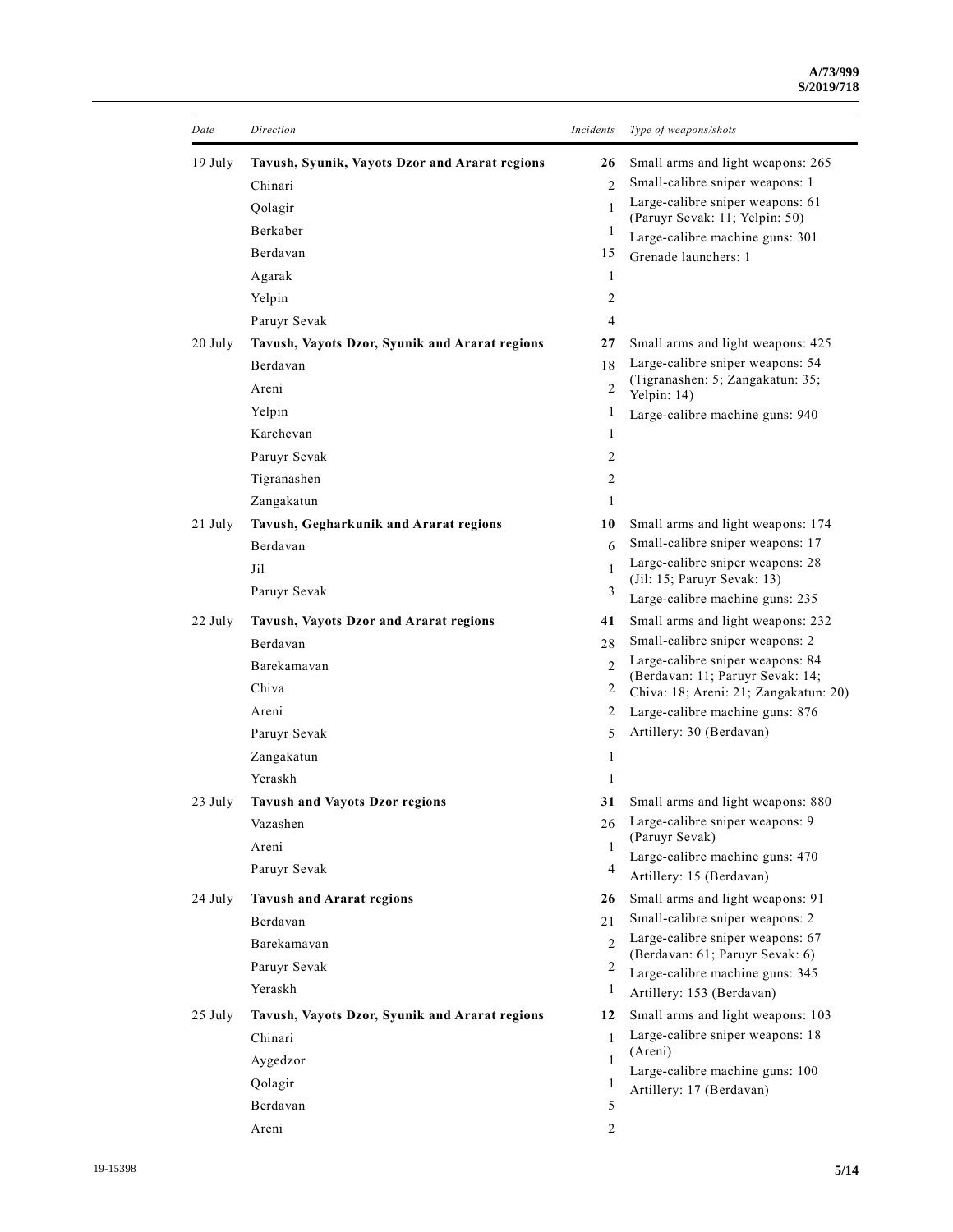| *Date* | *Direction* | *Incidents* | *Type of weapons/shots* |
|---|---|---|---|
| 19 July | **Tavush, Syunik, Vayots Dzor and Ararat regions** | **26** | Small arms and light weapons: 265 |
| | Chinari | 2 | Small-calibre sniper weapons: 1 |
| | Qolagir | 1 | Large-calibre sniper weapons: 61 (Paruyr Sevak: 11; Yelpin: 50) |
| | Berkaber | 1 | Large-calibre machine guns: 301 |
| | Berdavan | 15 | Grenade launchers: 1 |
| | Agarak | 1 | |
| | Yelpin | 2 | |
| | Paruyr Sevak | 4 | |
| 20 July | **Tavush, Vayots Dzor, Syunik and Ararat regions** | **27** | Small arms and light weapons: 425 |
| | Berdavan | 18 | Large-calibre sniper weapons: 54 (Tigranashen: 5; Zangakatun: 35; Yelpin: 14) |
| | Areni | 2 | |
| | Yelpin | 1 | Large-calibre machine guns: 940 |
| | Karchevan | 1 | |
| | Paruyr Sevak | 2 | |
| | Tigranashen | 2 | |
| | Zangakatun | 1 | |
| 21 July | **Tavush, Gegharkunik and Ararat regions** | **10** | Small arms and light weapons: 174 |
| | Berdavan | 6 | Small-calibre sniper weapons: 17 |
| | Jil | 1 | Large-calibre sniper weapons: 28 (Jil: 15; Paruyr Sevak: 13) |
| | Paruyr Sevak | 3 | Large-calibre machine guns: 235 |
| 22 July | **Tavush, Vayots Dzor and Ararat regions** | **41** | Small arms and light weapons: 232 |
| | Berdavan | 28 | Small-calibre sniper weapons: 2 |
| | Barekamavan | 2 | Large-calibre sniper weapons: 84 (Berdavan: 11; Paruyr Sevak: 14; Chiva: 18; Areni: 21; Zangakatun: 20) |
| | Chiva | 2 | |
| | Areni | 2 | Large-calibre machine guns: 876 |
| | Paruyr Sevak | 5 | Artillery: 30 (Berdavan) |
| | Zangakatun | 1 | |
| | Yeraskh | 1 | |
| 23 July | **Tavush and Vayots Dzor regions** | **31** | Small arms and light weapons: 880 |
| | Vazashen | 26 | Large-calibre sniper weapons: 9 (Paruyr Sevak) |
| | Areni | 1 | Large-calibre machine guns: 470 |
| | Paruyr Sevak | 4 | Artillery: 15 (Berdavan) |
| 24 July | **Tavush and Ararat regions** | **26** | Small arms and light weapons: 91 |
| | Berdavan | 21 | Small-calibre sniper weapons: 2 |
| | Barekamavan | 2 | Large-calibre sniper weapons: 67 (Berdavan: 61; Paruyr Sevak: 6) |
| | Paruyr Sevak | 2 | Large-calibre machine guns: 345 |
| | Yeraskh | 1 | Artillery: 153 (Berdavan) |
| 25 July | **Tavush, Vayots Dzor, Syunik and Ararat regions** | **12** | Small arms and light weapons: 103 |
| | Chinari | 1 | Large-calibre sniper weapons: 18 (Areni) |
| | Aygedzor | 1 | Large-calibre machine guns: 100 |
| | Qolagir | 1 | Artillery: 17 (Berdavan) |
| | Berdavan | 5 | |
| | Areni | 2 | |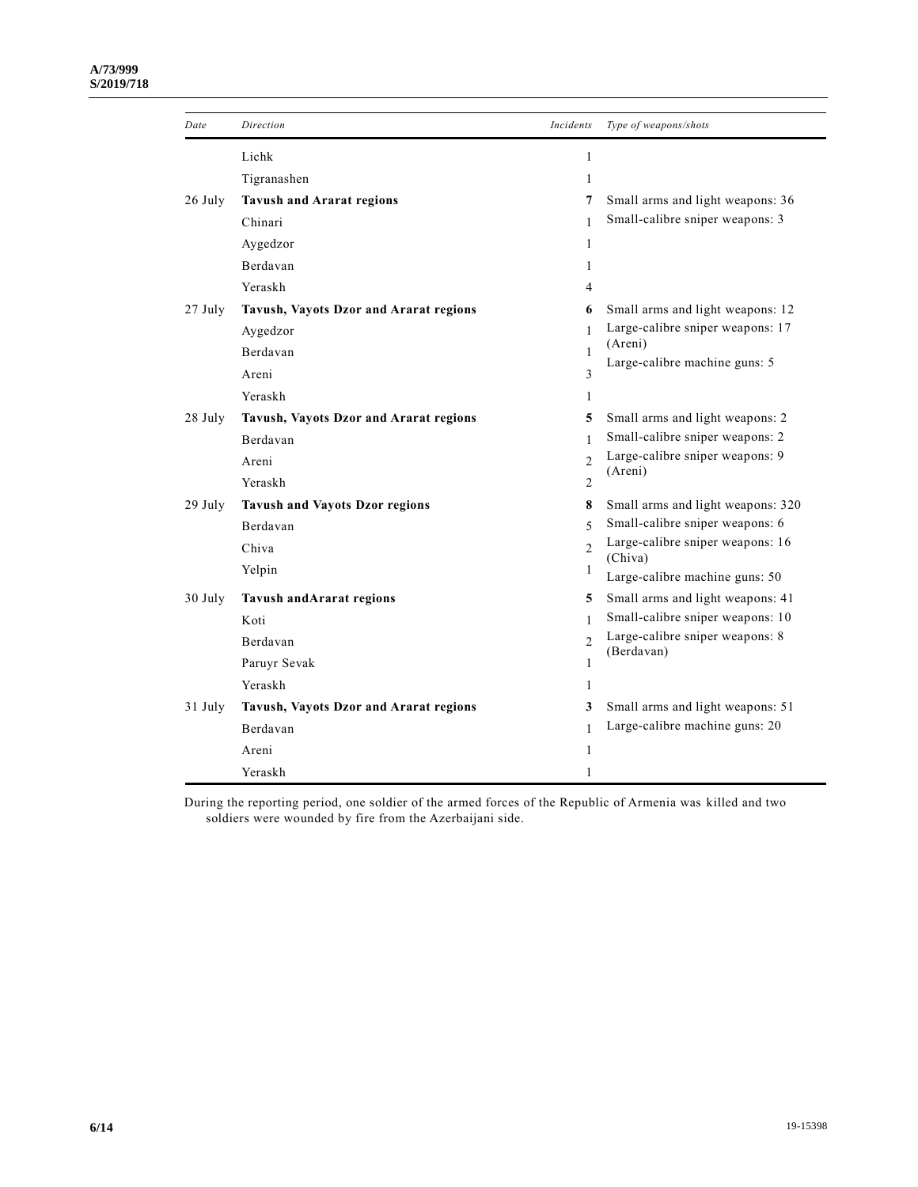| Date | Direction | Incidents | Type of weapons/shots |
|---|---|---|---|
| | Lichk | 1 | |
| | Tigranashen | 1 | |
| 26 July | **Tavush and Ararat regions** | **7** | Small arms and light weapons: 36<br>Small-calibre sniper weapons: 3 |
| | Chinari | 1 | |
| | Aygedzor | 1 | |
| | Berdavan | 1 | |
| | Yeraskh | 4 | |
| 27 July | **Tavush, Vayots Dzor and Ararat regions** | **6** | Small arms and light weapons: 12<br>Large-calibre sniper weapons: 17 (Areni)<br>Large-calibre machine guns: 5 |
| | Aygedzor | 1 | |
| | Berdavan | 1 | |
| | Areni | 3 | |
| | Yeraskh | 1 | |
| 28 July | **Tavush, Vayots Dzor and Ararat regions** | **5** | Small arms and light weapons: 2<br>Small-calibre sniper weapons: 2<br>Large-calibre sniper weapons: 9 (Areni) |
| | Berdavan | 1 | |
| | Areni | 2 | |
| | Yeraskh | 2 | |
| 29 July | **Tavush and Vayots Dzor regions** | **8** | Small arms and light weapons: 320<br>Small-calibre sniper weapons: 6<br>Large-calibre sniper weapons: 16 (Chiva)<br>Large-calibre machine guns: 50 |
| | Berdavan | 5 | |
| | Chiva | 2 | |
| | Yelpin | 1 | |
| 30 July | **Tavush andArarat regions** | **5** | Small arms and light weapons: 41<br>Small-calibre sniper weapons: 10<br>Large-calibre sniper weapons: 8 (Berdavan) |
| | Koti | 1 | |
| | Berdavan | 2 | |
| | Paruyr Sevak | 1 | |
| | Yeraskh | 1 | |
| 31 July | **Tavush, Vayots Dzor and Ararat regions** | **3** | Small arms and light weapons: 51<br>Large-calibre machine guns: 20 |
| | Berdavan | 1 | |
| | Areni | 1 | |
| | Yeraskh | 1 | |

During the reporting period, one soldier of the armed forces of the Republic of Armenia was killed and two soldiers were wounded by fire from the Azerbaijani side.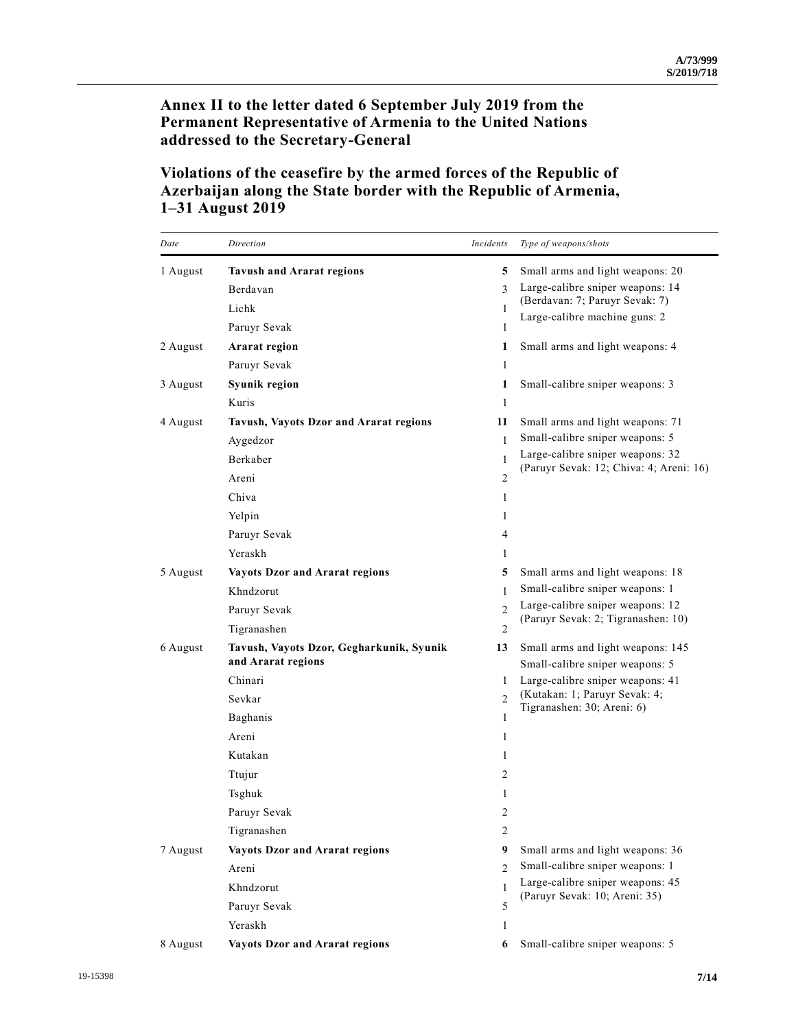## Annex II to the letter dated 6 September July 2019 from the Permanent Representative of Armenia to the United Nations addressed to the Secretary-General

## Violations of the ceasefire by the armed forces of the Republic of Azerbaijan along the State border with the Republic of Armenia, 1–31 August 2019

| *Date* | *Direction* | *Incidents* | *Type of weapons/shots* |
|---|---|---|---|
| 1 August | **Tavush and Ararat regions** | **5** | Small arms and light weapons: 20 |
| | Berdavan | 3 | Large-calibre sniper weapons: 14 (Berdavan: 7; Paruyr Sevak: 7) |
| | Lichk | 1 | Large-calibre machine guns: 2 |
| | Paruyr Sevak | 1 | |
| 2 August | **Ararat region** | **1** | Small arms and light weapons: 4 |
| | Paruyr Sevak | 1 | |
| 3 August | **Syunik region** | **1** | Small-calibre sniper weapons: 3 |
| | Kuris | 1 | |
| 4 August | **Tavush, Vayots Dzor and Ararat regions** | **11** | Small arms and light weapons: 71 |
| | Aygedzor | 1 | Small-calibre sniper weapons: 5 |
| | Berkaber | 1 | Large-calibre sniper weapons: 32 (Paruyr Sevak: 12; Chiva: 4; Areni: 16) |
| | Areni | 2 | |
| | Chiva | 1 | |
| | Yelpin | 1 | |
| | Paruyr Sevak | 4 | |
| | Yeraskh | 1 | |
| 5 August | **Vayots Dzor and Ararat regions** | **5** | Small arms and light weapons: 18 |
| | Khndzorut | 1 | Small-calibre sniper weapons: 1 |
| | Paruyr Sevak | 2 | Large-calibre sniper weapons: 12 (Paruyr Sevak: 2; Tigranashen: 10) |
| | Tigranashen | 2 | |
| 6 August | **Tavush, Vayots Dzor, Gegharkunik, Syunik and Ararat regions** | **13** | Small arms and light weapons: 145 |
| | | | Small-calibre sniper weapons: 5 |
| | Chinari | 1 | Large-calibre sniper weapons: 41 (Kutakan: 1; Paruyr Sevak: 4; Tigranashen: 30; Areni: 6) |
| | Sevkar | 2 | |
| | Baghanis | 1 | |
| | Areni | 1 | |
| | Kutakan | 1 | |
| | Ttujur | 2 | |
| | Tsghuk | 1 | |
| | Paruyr Sevak | 2 | |
| | Tigranashen | 2 | |
| 7 August | **Vayots Dzor and Ararat regions** | **9** | Small arms and light weapons: 36 |
| | Areni | 2 | Small-calibre sniper weapons: 1 |
| | Khndzorut | 1 | Large-calibre sniper weapons: 45 (Paruyr Sevak: 10; Areni: 35) |
| | Paruyr Sevak | 5 | |
| | Yeraskh | 1 | |
| 8 August | **Vayots Dzor and Ararat regions** | **6** | Small-calibre sniper weapons: 5 |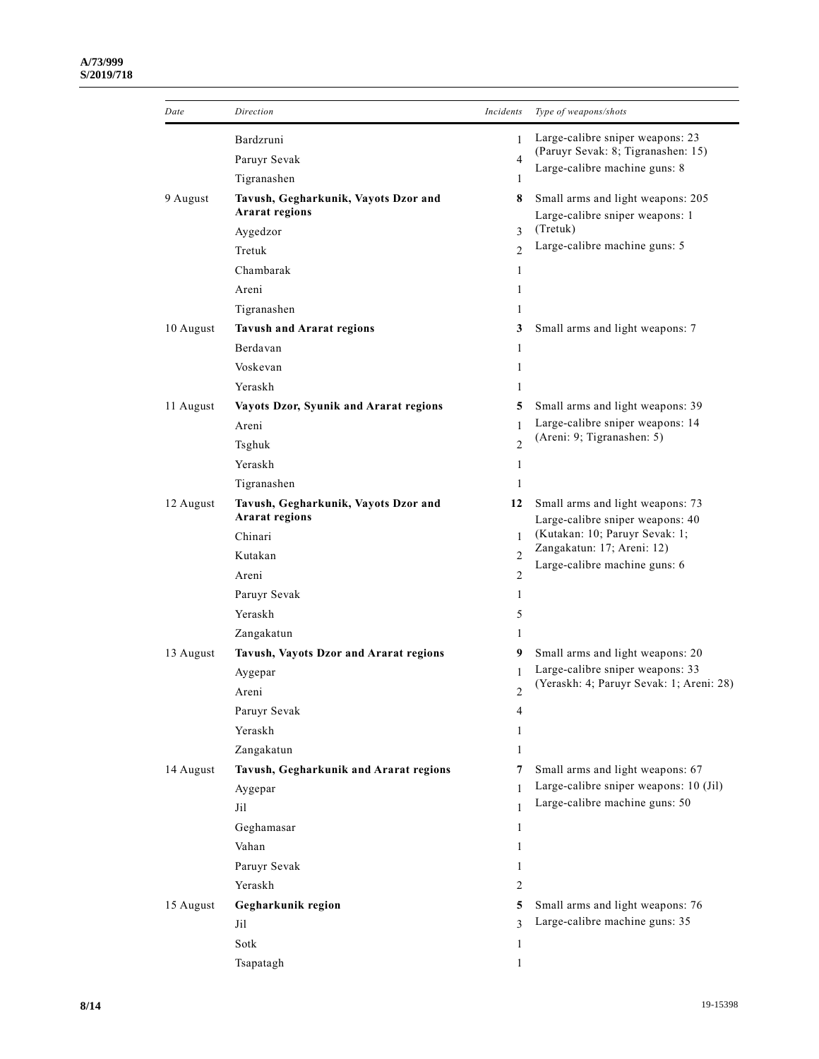| Date | Direction | Incidents | Type of weapons/shots |
|---|---|---|---|
| | Bardzruni | 1 | Large-calibre sniper weapons: 23 (Paruyr Sevak: 8; Tigranashen: 15) |
| | Paruyr Sevak | 4 | Large-calibre machine guns: 8 |
| | Tigranashen | 1 | |
| 9 August | **Tavush, Gegharkunik, Vayots Dzor and Ararat regions** | **8** | Small arms and light weapons: 205 |
| | Aygedzor | 3 | Large-calibre sniper weapons: 1 (Tretuk) |
| | Tretuk | 2 | Large-calibre machine guns: 5 |
| | Chambarak | 1 | |
| | Areni | 1 | |
| | Tigranashen | 1 | |
| 10 August | **Tavush and Ararat regions** | **3** | Small arms and light weapons: 7 |
| | Berdavan | 1 | |
| | Voskevan | 1 | |
| | Yeraskh | 1 | |
| 11 August | **Vayots Dzor, Syunik and Ararat regions** | **5** | Small arms and light weapons: 39 |
| | Areni | 1 | Large-calibre sniper weapons: 14 (Areni: 9; Tigranashen: 5) |
| | Tsghuk | 2 | |
| | Yeraskh | 1 | |
| | Tigranashen | 1 | |
| 12 August | **Tavush, Gegharkunik, Vayots Dzor and Ararat regions** | **12** | Small arms and light weapons: 73 |
| | Chinari | 1 | Large-calibre sniper weapons: 40 (Kutakan: 10; Paruyr Sevak: 1; Zangakatun: 17; Areni: 12) |
| | Kutakan | 2 | Large-calibre machine guns: 6 |
| | Areni | 2 | |
| | Paruyr Sevak | 1 | |
| | Yeraskh | 5 | |
| | Zangakatun | 1 | |
| 13 August | **Tavush, Vayots Dzor and Ararat regions** | **9** | Small arms and light weapons: 20 |
| | Aygepar | 1 | Large-calibre sniper weapons: 33 (Yeraskh: 4; Paruyr Sevak: 1; Areni: 28) |
| | Areni | 2 | |
| | Paruyr Sevak | 4 | |
| | Yeraskh | 1 | |
| | Zangakatun | 1 | |
| 14 August | **Tavush, Gegharkunik and Ararat regions** | **7** | Small arms and light weapons: 67 |
| | Aygepar | 1 | Large-calibre sniper weapons: 10 (Jil) |
| | Jil | 1 | Large-calibre machine guns: 50 |
| | Geghamasar | 1 | |
| | Vahan | 1 | |
| | Paruyr Sevak | 1 | |
| | Yeraskh | 2 | |
| 15 August | **Gegharkunik region** | **5** | Small arms and light weapons: 76 |
| | Jil | 3 | Large-calibre machine guns: 35 |
| | Sotk | 1 | |
| | Tsapatagh | 1 | |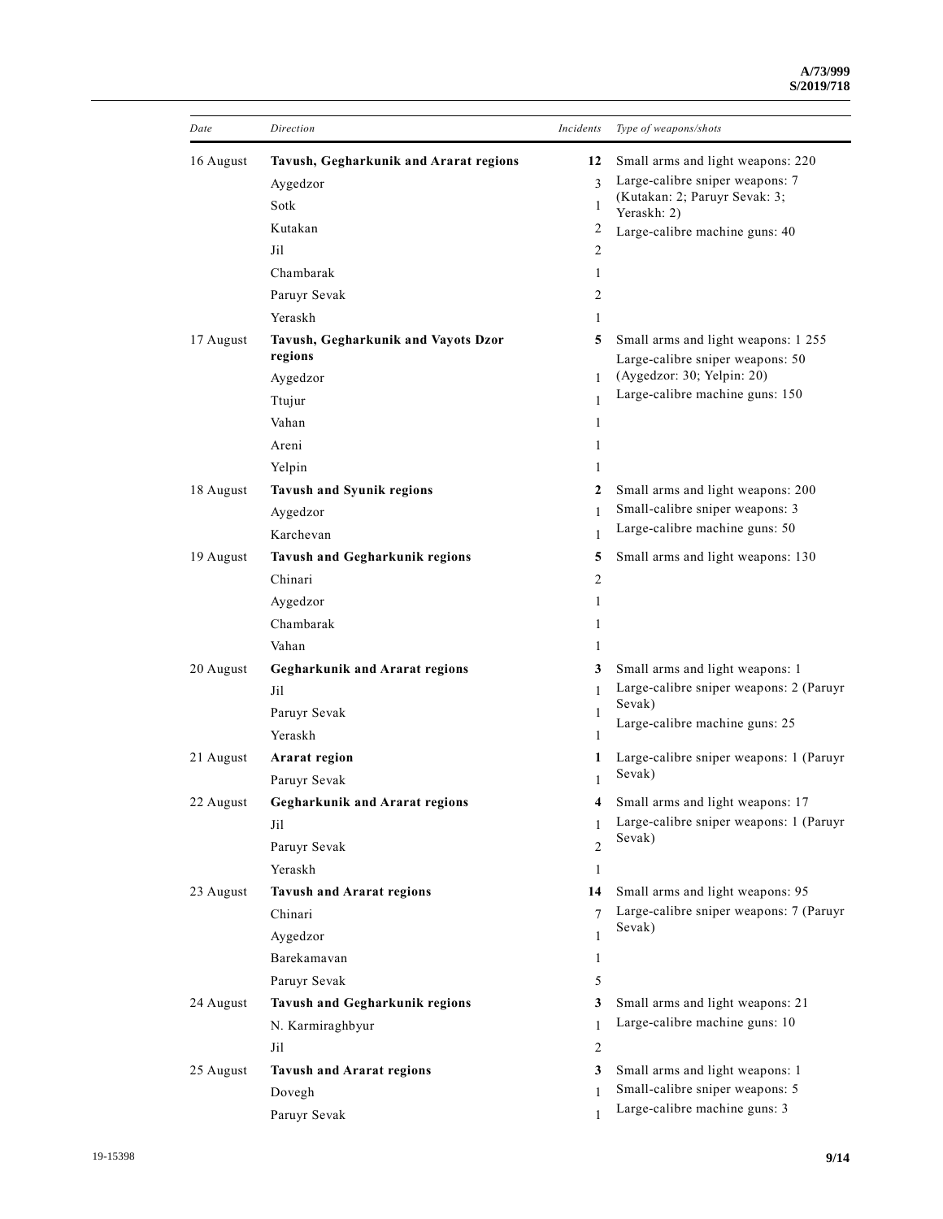| *Date* | *Direction* | *Incidents* | *Type of weapons/shots* |
|---|---|---|---|
| 16 August | **Tavush, Gegharkunik and Ararat regions** | **12** | Small arms and light weapons: 220<br>Large-calibre sniper weapons: 7 (Kutakan: 2; Paruyr Sevak: 3; Yeraskh: 2)<br>Large-calibre machine guns: 40 |
| | Aygedzor | 3 | |
| | Sotk | 1 | |
| | Kutakan | 2 | |
| | Jil | 2 | |
| | Chambarak | 1 | |
| | Paruyr Sevak | 2 | |
| | Yeraskh | 1 | |
| 17 August | **Tavush, Gegharkunik and Vayots Dzor regions** | **5** | Small arms and light weapons: 1 255<br>Large-calibre sniper weapons: 50 (Aygedzor: 30; Yelpin: 20)<br>Large-calibre machine guns: 150 |
| | Aygedzor | 1 | |
| | Ttujur | 1 | |
| | Vahan | 1 | |
| | Areni | 1 | |
| | Yelpin | 1 | |
| 18 August | **Tavush and Syunik regions** | **2** | Small arms and light weapons: 200<br>Small-calibre sniper weapons: 3<br>Large-calibre machine guns: 50 |
| | Aygedzor | 1 | |
| | Karchevan | 1 | |
| 19 August | **Tavush and Gegharkunik regions** | **5** | Small arms and light weapons: 130 |
| | Chinari | 2 | |
| | Aygedzor | 1 | |
| | Chambarak | 1 | |
| | Vahan | 1 | |
| 20 August | **Gegharkunik and Ararat regions** | **3** | Small arms and light weapons: 1<br>Large-calibre sniper weapons: 2 (Paruyr Sevak)<br>Large-calibre machine guns: 25 |
| | Jil | 1 | |
| | Paruyr Sevak | 1 | |
| | Yeraskh | 1 | |
| 21 August | **Ararat region** | **1** | Large-calibre sniper weapons: 1 (Paruyr Sevak) |
| | Paruyr Sevak | 1 | |
| 22 August | **Gegharkunik and Ararat regions** | **4** | Small arms and light weapons: 17<br>Large-calibre sniper weapons: 1 (Paruyr Sevak) |
| | Jil | 1 | |
| | Paruyr Sevak | 2 | |
| | Yeraskh | 1 | |
| 23 August | **Tavush and Ararat regions** | **14** | Small arms and light weapons: 95<br>Large-calibre sniper weapons: 7 (Paruyr Sevak) |
| | Chinari | 7 | |
| | Aygedzor | 1 | |
| | Barekamavan | 1 | |
| | Paruyr Sevak | 5 | |
| 24 August | **Tavush and Gegharkunik regions** | **3** | Small arms and light weapons: 21<br>Large-calibre machine guns: 10 |
| | N. Karmiraghbyur | 1 | |
| | Jil | 2 | |
| 25 August | **Tavush and Ararat regions** | **3** | Small arms and light weapons: 1<br>Small-calibre sniper weapons: 5<br>Large-calibre machine guns: 3 |
| | Dovegh | 1 | |
| | Paruyr Sevak | 1 | |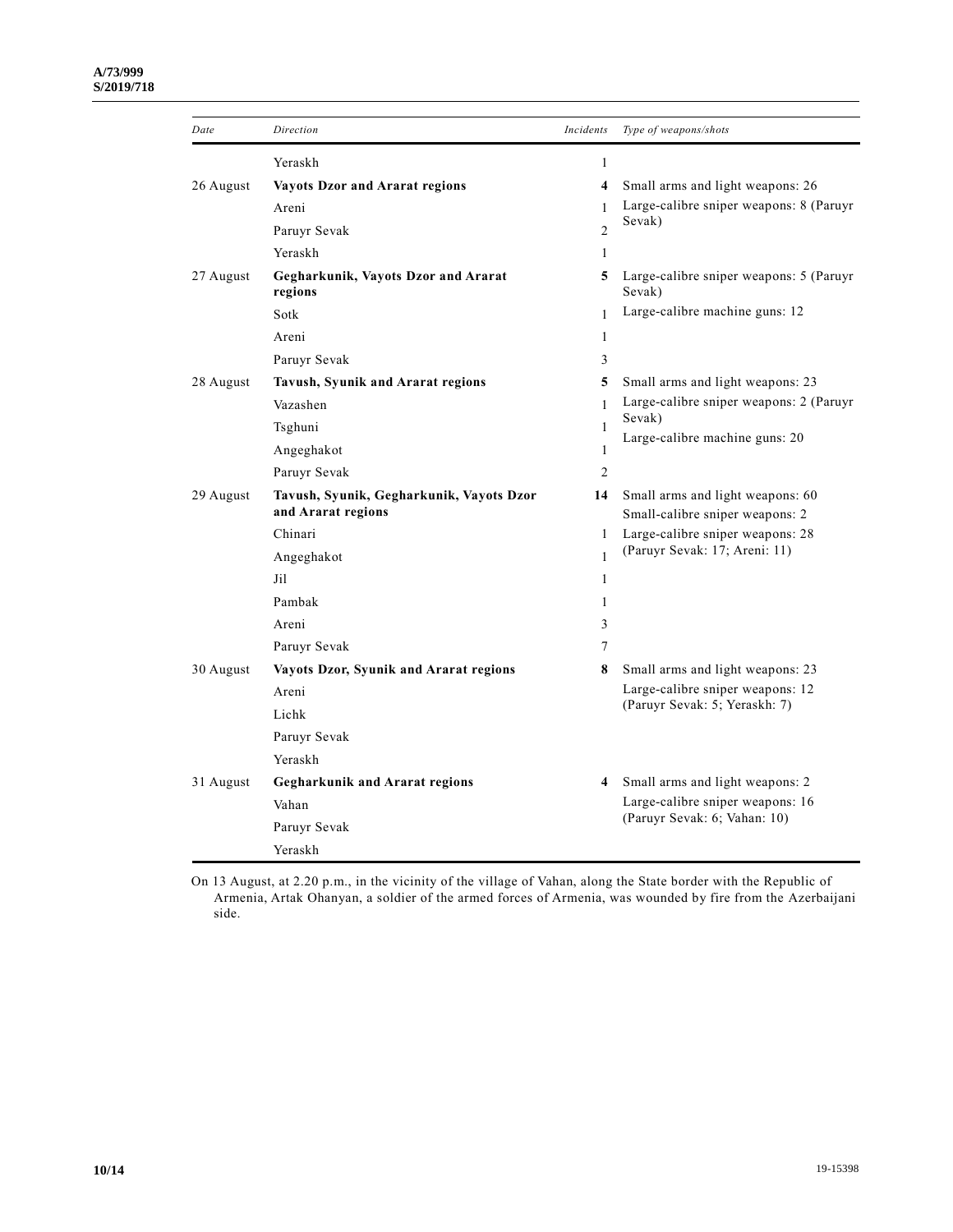| Date | Direction | Incidents | Type of weapons/shots |
|---|---|---|---|
| | Yeraskh | 1 | |
| 26 August | **Vayots Dzor and Ararat regions** | **4** | Small arms and light weapons: 26 |
| | Areni | 1 | Large-calibre sniper weapons: 8 (Paruyr Sevak) |
| | Paruyr Sevak | 2 | |
| | Yeraskh | 1 | |
| 27 August | **Gegharkunik, Vayots Dzor and Ararat regions** | **5** | Large-calibre sniper weapons: 5 (Paruyr Sevak) |
| | Sotk | 1 | Large-calibre machine guns: 12 |
| | Areni | 1 | |
| | Paruyr Sevak | 3 | |
| 28 August | **Tavush, Syunik and Ararat regions** | **5** | Small arms and light weapons: 23 |
| | Vazashen | 1 | Large-calibre sniper weapons: 2 (Paruyr Sevak) |
| | Tsghuni | 1 | Large-calibre machine guns: 20 |
| | Angeghakot | 1 | |
| | Paruyr Sevak | 2 | |
| 29 August | **Tavush, Syunik, Gegharkunik, Vayots Dzor and Ararat regions** | **14** | Small arms and light weapons: 60<br>Small-calibre sniper weapons: 2 |
| | Chinari | 1 | Large-calibre sniper weapons: 28 (Paruyr Sevak: 17; Areni: 11) |
| | Angeghakot | 1 | |
| | Jil | 1 | |
| | Pambak | 1 | |
| | Areni | 3 | |
| | Paruyr Sevak | 7 | |
| 30 August | **Vayots Dzor, Syunik and Ararat regions** | **8** | Small arms and light weapons: 23 |
| | Areni | | Large-calibre sniper weapons: 12 (Paruyr Sevak: 5; Yeraskh: 7) |
| | Lichk | | |
| | Paruyr Sevak | | |
| | Yeraskh | | |
| 31 August | **Gegharkunik and Ararat regions** | **4** | Small arms and light weapons: 2 |
| | Vahan | | Large-calibre sniper weapons: 16 (Paruyr Sevak: 6; Vahan: 10) |
| | Paruyr Sevak | | |
| | Yeraskh | | |

On 13 August, at 2.20 p.m., in the vicinity of the village of Vahan, along the State border with the Republic of Armenia, Artak Ohanyan, a soldier of the armed forces of Armenia, was wounded by fire from the Azerbaijani side.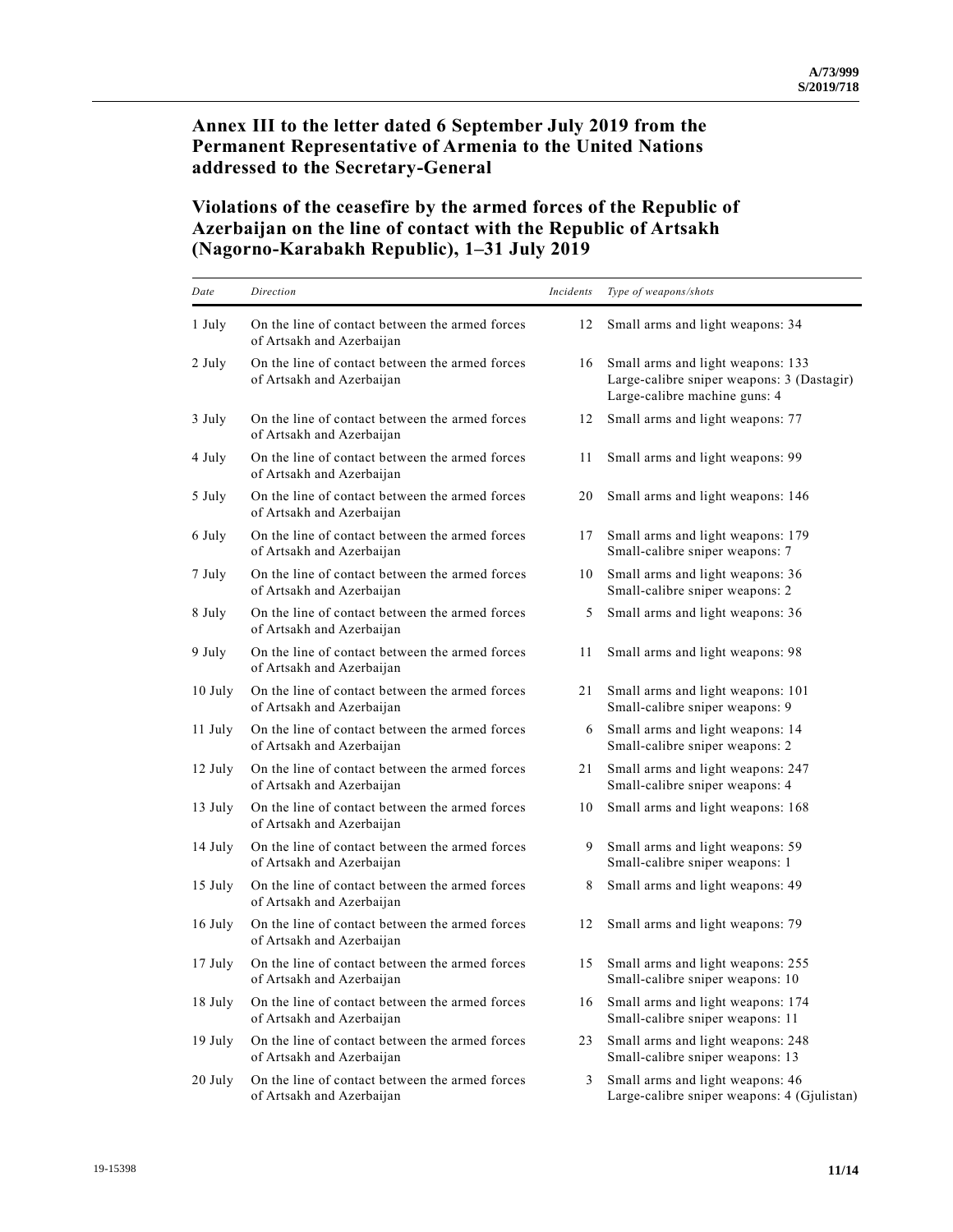## Annex III to the letter dated 6 September July 2019 from the Permanent Representative of Armenia to the United Nations addressed to the Secretary-General

## Violations of the ceasefire by the armed forces of the Republic of Azerbaijan on the line of contact with the Republic of Artsakh (Nagorno-Karabakh Republic), 1–31 July 2019

| *Date* | *Direction* | *Incidents* | *Type of weapons/shots* |
|---|---|---|---|
| 1 July | On the line of contact between the armed forces of Artsakh and Azerbaijan | 12 | Small arms and light weapons: 34 |
| 2 July | On the line of contact between the armed forces of Artsakh and Azerbaijan | 16 | Small arms and light weapons: 133<br>Large-calibre sniper weapons: 3 (Dastagir)<br>Large-calibre machine guns: 4 |
| 3 July | On the line of contact between the armed forces of Artsakh and Azerbaijan | 12 | Small arms and light weapons: 77 |
| 4 July | On the line of contact between the armed forces of Artsakh and Azerbaijan | 11 | Small arms and light weapons: 99 |
| 5 July | On the line of contact between the armed forces of Artsakh and Azerbaijan | 20 | Small arms and light weapons: 146 |
| 6 July | On the line of contact between the armed forces of Artsakh and Azerbaijan | 17 | Small arms and light weapons: 179<br>Small-calibre sniper weapons: 7 |
| 7 July | On the line of contact between the armed forces of Artsakh and Azerbaijan | 10 | Small arms and light weapons: 36<br>Small-calibre sniper weapons: 2 |
| 8 July | On the line of contact between the armed forces of Artsakh and Azerbaijan | 5 | Small arms and light weapons: 36 |
| 9 July | On the line of contact between the armed forces of Artsakh and Azerbaijan | 11 | Small arms and light weapons: 98 |
| 10 July | On the line of contact between the armed forces of Artsakh and Azerbaijan | 21 | Small arms and light weapons: 101<br>Small-calibre sniper weapons: 9 |
| 11 July | On the line of contact between the armed forces of Artsakh and Azerbaijan | 6 | Small arms and light weapons: 14<br>Small-calibre sniper weapons: 2 |
| 12 July | On the line of contact between the armed forces of Artsakh and Azerbaijan | 21 | Small arms and light weapons: 247<br>Small-calibre sniper weapons: 4 |
| 13 July | On the line of contact between the armed forces of Artsakh and Azerbaijan | 10 | Small arms and light weapons: 168 |
| 14 July | On the line of contact between the armed forces of Artsakh and Azerbaijan | 9 | Small arms and light weapons: 59<br>Small-calibre sniper weapons: 1 |
| 15 July | On the line of contact between the armed forces of Artsakh and Azerbaijan | 8 | Small arms and light weapons: 49 |
| 16 July | On the line of contact between the armed forces of Artsakh and Azerbaijan | 12 | Small arms and light weapons: 79 |
| 17 July | On the line of contact between the armed forces of Artsakh and Azerbaijan | 15 | Small arms and light weapons: 255<br>Small-calibre sniper weapons: 10 |
| 18 July | On the line of contact between the armed forces of Artsakh and Azerbaijan | 16 | Small arms and light weapons: 174<br>Small-calibre sniper weapons: 11 |
| 19 July | On the line of contact between the armed forces of Artsakh and Azerbaijan | 23 | Small arms and light weapons: 248<br>Small-calibre sniper weapons: 13 |
| 20 July | On the line of contact between the armed forces of Artsakh and Azerbaijan | 3 | Small arms and light weapons: 46<br>Large-calibre sniper weapons: 4 (Gjulistan) |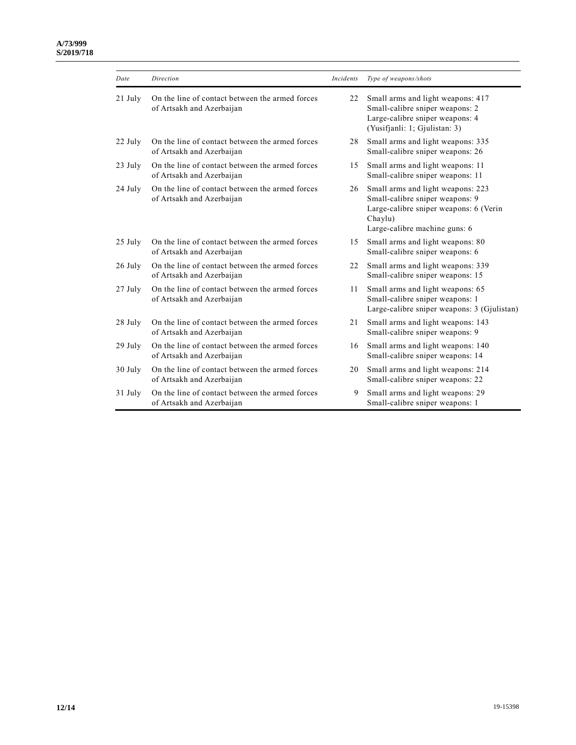| *Date* | *Direction* | *Incidents* | *Type of weapons/shots* |
|---|---|---|---|
| 21 July | On the line of contact between the armed forces of Artsakh and Azerbaijan | 22 | Small arms and light weapons: 417<br>Small-calibre sniper weapons: 2<br>Large-calibre sniper weapons: 4 (Yusifjanli: 1; Gjulistan: 3) |
| 22 July | On the line of contact between the armed forces of Artsakh and Azerbaijan | 28 | Small arms and light weapons: 335<br>Small-calibre sniper weapons: 26 |
| 23 July | On the line of contact between the armed forces of Artsakh and Azerbaijan | 15 | Small arms and light weapons: 11<br>Small-calibre sniper weapons: 11 |
| 24 July | On the line of contact between the armed forces of Artsakh and Azerbaijan | 26 | Small arms and light weapons: 223<br>Small-calibre sniper weapons: 9<br>Large-calibre sniper weapons: 6 (Verin Chaylu)<br>Large-calibre machine guns: 6 |
| 25 July | On the line of contact between the armed forces of Artsakh and Azerbaijan | 15 | Small arms and light weapons: 80<br>Small-calibre sniper weapons: 6 |
| 26 July | On the line of contact between the armed forces of Artsakh and Azerbaijan | 22 | Small arms and light weapons: 339<br>Small-calibre sniper weapons: 15 |
| 27 July | On the line of contact between the armed forces of Artsakh and Azerbaijan | 11 | Small arms and light weapons: 65<br>Small-calibre sniper weapons: 1<br>Large-calibre sniper weapons: 3 (Gjulistan) |
| 28 July | On the line of contact between the armed forces of Artsakh and Azerbaijan | 21 | Small arms and light weapons: 143<br>Small-calibre sniper weapons: 9 |
| 29 July | On the line of contact between the armed forces of Artsakh and Azerbaijan | 16 | Small arms and light weapons: 140<br>Small-calibre sniper weapons: 14 |
| 30 July | On the line of contact between the armed forces of Artsakh and Azerbaijan | 20 | Small arms and light weapons: 214<br>Small-calibre sniper weapons: 22 |
| 31 July | On the line of contact between the armed forces of Artsakh and Azerbaijan | 9 | Small arms and light weapons: 29<br>Small-calibre sniper weapons: 1 |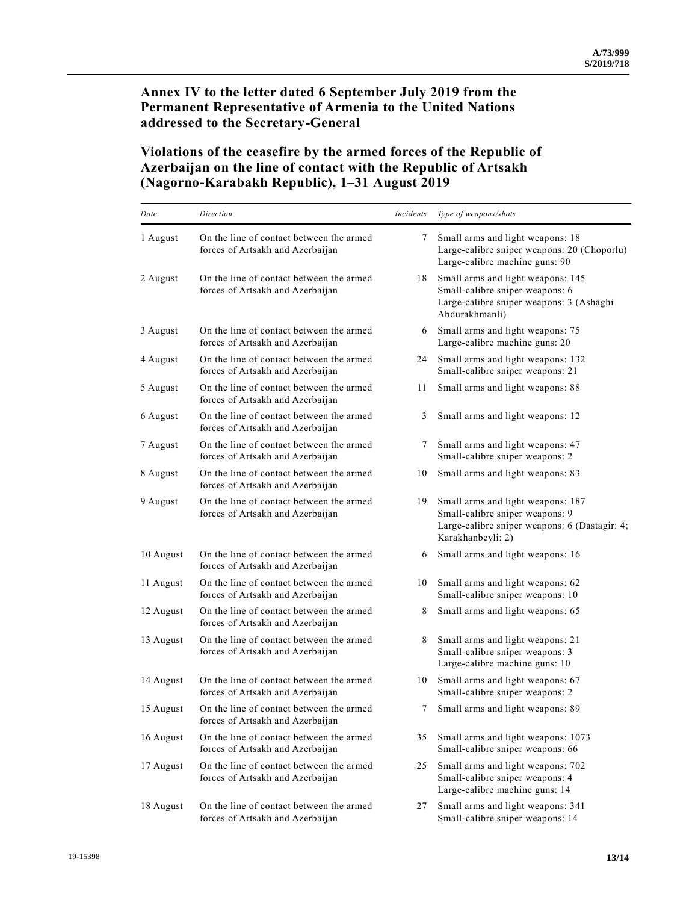## Annex IV to the letter dated 6 September July 2019 from the Permanent Representative of Armenia to the United Nations addressed to the Secretary-General

## Violations of the ceasefire by the armed forces of the Republic of Azerbaijan on the line of contact with the Republic of Artsakh (Nagorno-Karabakh Republic), 1–31 August 2019

| *Date* | *Direction* | *Incidents* | *Type of weapons/shots* |
|---|---|---|---|
| 1 August | On the line of contact between the armed forces of Artsakh and Azerbaijan | 7 | Small arms and light weapons: 18<br>Large-calibre sniper weapons: 20 (Choporlu)<br>Large-calibre machine guns: 90 |
| 2 August | On the line of contact between the armed forces of Artsakh and Azerbaijan | 18 | Small arms and light weapons: 145<br>Small-calibre sniper weapons: 6<br>Large-calibre sniper weapons: 3 (Ashaghi Abdurakhmanli) |
| 3 August | On the line of contact between the armed forces of Artsakh and Azerbaijan | 6 | Small arms and light weapons: 75<br>Large-calibre machine guns: 20 |
| 4 August | On the line of contact between the armed forces of Artsakh and Azerbaijan | 24 | Small arms and light weapons: 132<br>Small-calibre sniper weapons: 21 |
| 5 August | On the line of contact between the armed forces of Artsakh and Azerbaijan | 11 | Small arms and light weapons: 88 |
| 6 August | On the line of contact between the armed forces of Artsakh and Azerbaijan | 3 | Small arms and light weapons: 12 |
| 7 August | On the line of contact between the armed forces of Artsakh and Azerbaijan | 7 | Small arms and light weapons: 47<br>Small-calibre sniper weapons: 2 |
| 8 August | On the line of contact between the armed forces of Artsakh and Azerbaijan | 10 | Small arms and light weapons: 83 |
| 9 August | On the line of contact between the armed forces of Artsakh and Azerbaijan | 19 | Small arms and light weapons: 187<br>Small-calibre sniper weapons: 9<br>Large-calibre sniper weapons: 6 (Dastagir: 4; Karakhanbeyli: 2) |
| 10 August | On the line of contact between the armed forces of Artsakh and Azerbaijan | 6 | Small arms and light weapons: 16 |
| 11 August | On the line of contact between the armed forces of Artsakh and Azerbaijan | 10 | Small arms and light weapons: 62<br>Small-calibre sniper weapons: 10 |
| 12 August | On the line of contact between the armed forces of Artsakh and Azerbaijan | 8 | Small arms and light weapons: 65 |
| 13 August | On the line of contact between the armed forces of Artsakh and Azerbaijan | 8 | Small arms and light weapons: 21<br>Small-calibre sniper weapons: 3<br>Large-calibre machine guns: 10 |
| 14 August | On the line of contact between the armed forces of Artsakh and Azerbaijan | 10 | Small arms and light weapons: 67<br>Small-calibre sniper weapons: 2 |
| 15 August | On the line of contact between the armed forces of Artsakh and Azerbaijan | 7 | Small arms and light weapons: 89 |
| 16 August | On the line of contact between the armed forces of Artsakh and Azerbaijan | 35 | Small arms and light weapons: 1073<br>Small-calibre sniper weapons: 66 |
| 17 August | On the line of contact between the armed forces of Artsakh and Azerbaijan | 25 | Small arms and light weapons: 702<br>Small-calibre sniper weapons: 4<br>Large-calibre machine guns: 14 |
| 18 August | On the line of contact between the armed forces of Artsakh and Azerbaijan | 27 | Small arms and light weapons: 341<br>Small-calibre sniper weapons: 14 |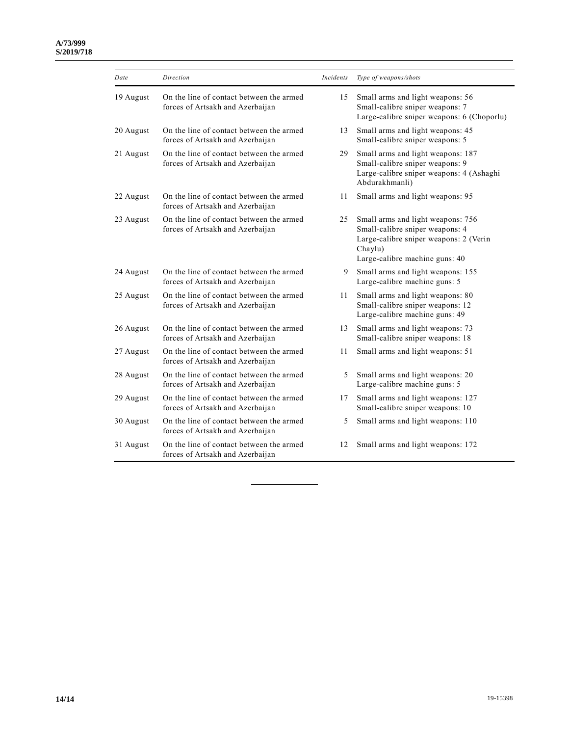| *Date* | *Direction* | *Incidents* | *Type of weapons/shots* |
|---|---|---|---|
| 19 August | On the line of contact between the armed forces of Artsakh and Azerbaijan | 15 | Small arms and light weapons: 56<br>Small-calibre sniper weapons: 7<br>Large-calibre sniper weapons: 6 (Choporlu) |
| 20 August | On the line of contact between the armed forces of Artsakh and Azerbaijan | 13 | Small arms and light weapons: 45<br>Small-calibre sniper weapons: 5 |
| 21 August | On the line of contact between the armed forces of Artsakh and Azerbaijan | 29 | Small arms and light weapons: 187<br>Small-calibre sniper weapons: 9<br>Large-calibre sniper weapons: 4 (Ashaghi Abdurakhmanli) |
| 22 August | On the line of contact between the armed forces of Artsakh and Azerbaijan | 11 | Small arms and light weapons: 95 |
| 23 August | On the line of contact between the armed forces of Artsakh and Azerbaijan | 25 | Small arms and light weapons: 756<br>Small-calibre sniper weapons: 4<br>Large-calibre sniper weapons: 2 (Verin Chaylu)<br>Large-calibre machine guns: 40 |
| 24 August | On the line of contact between the armed forces of Artsakh and Azerbaijan | 9 | Small arms and light weapons: 155<br>Large-calibre machine guns: 5 |
| 25 August | On the line of contact between the armed forces of Artsakh and Azerbaijan | 11 | Small arms and light weapons: 80<br>Small-calibre sniper weapons: 12<br>Large-calibre machine guns: 49 |
| 26 August | On the line of contact between the armed forces of Artsakh and Azerbaijan | 13 | Small arms and light weapons: 73<br>Small-calibre sniper weapons: 18 |
| 27 August | On the line of contact between the armed forces of Artsakh and Azerbaijan | 11 | Small arms and light weapons: 51 |
| 28 August | On the line of contact between the armed forces of Artsakh and Azerbaijan | 5 | Small arms and light weapons: 20<br>Large-calibre machine guns: 5 |
| 29 August | On the line of contact between the armed forces of Artsakh and Azerbaijan | 17 | Small arms and light weapons: 127<br>Small-calibre sniper weapons: 10 |
| 30 August | On the line of contact between the armed forces of Artsakh and Azerbaijan | 5 | Small arms and light weapons: 110 |
| 31 August | On the line of contact between the armed forces of Artsakh and Azerbaijan | 12 | Small arms and light weapons: 172 |